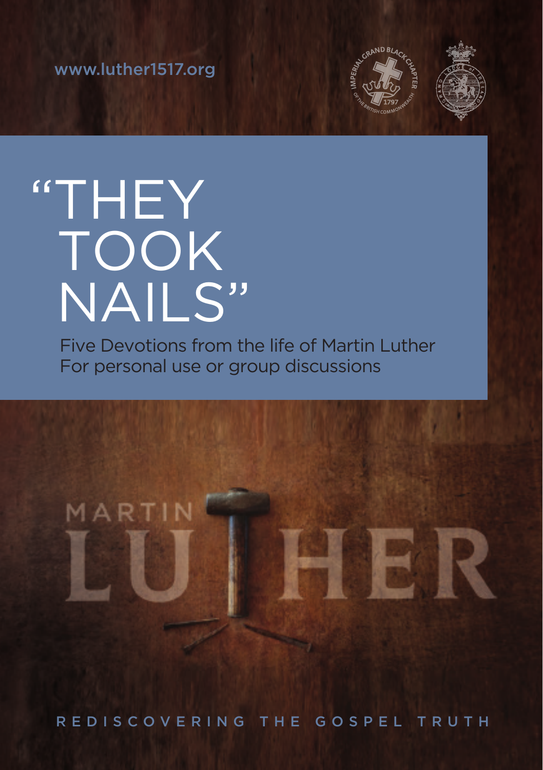www.luther1517.org

# "THEY TOOK NAILS"

Five Devotions from the life of Martin Luther
For personal use or group discussions

MARTIN LUTHER

REDISCOVERING THE GOSPEL TRUTH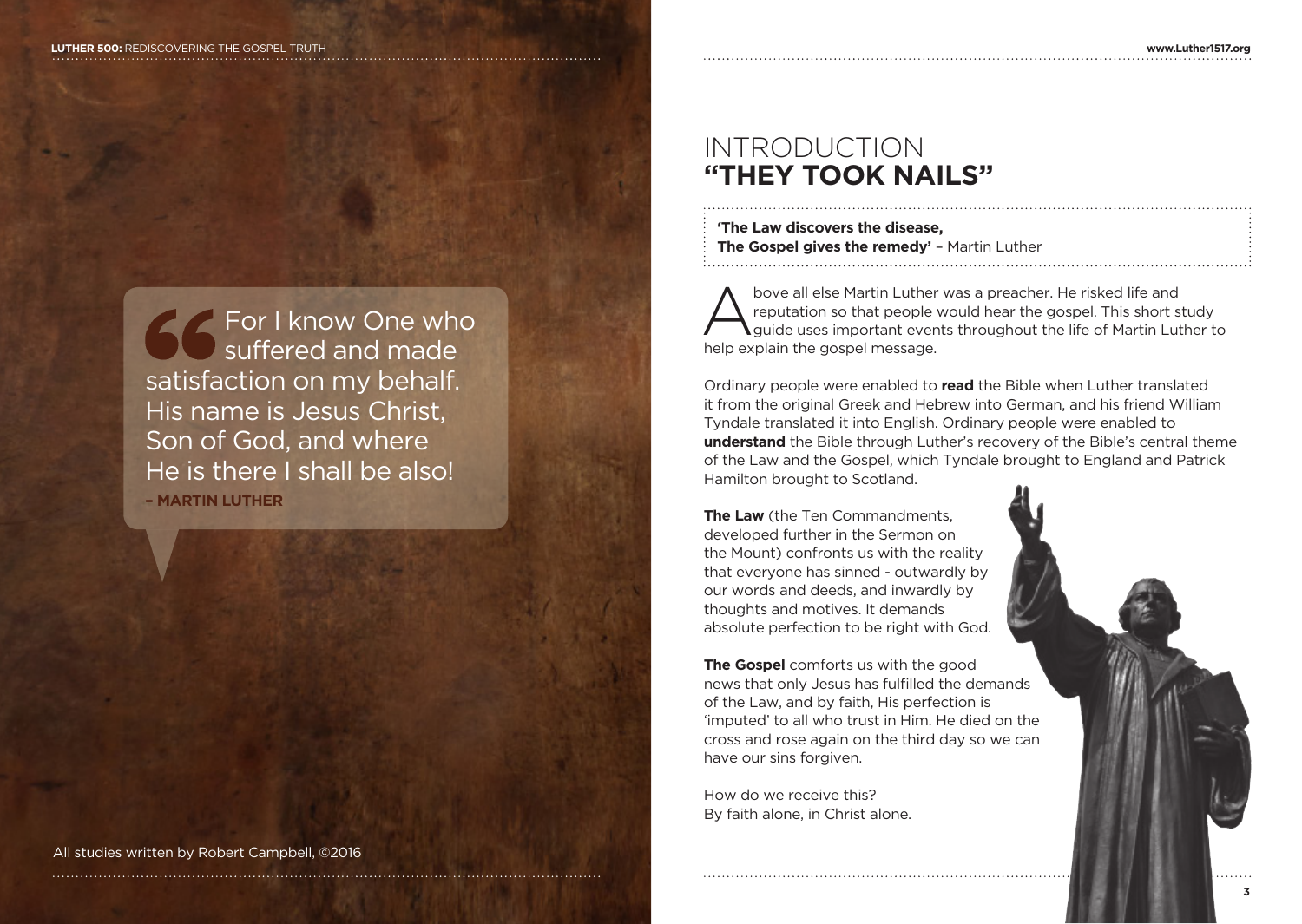> For I know One who suffered and made satisfaction on my behalf. His name is Jesus Christ, Son of God, and where He is there I shall be also!
>
> **– MARTIN LUTHER**

All studies written by Robert Campbell, ©2016

# INTRODUCTION
# "THEY TOOK NAILS"

**'The Law discovers the disease,**
**The Gospel gives the remedy'** – Martin Luther

Above all else Martin Luther was a preacher. He risked life and reputation so that people would hear the gospel. This short study guide uses important events throughout the life of Martin Luther to help explain the gospel message.

Ordinary people were enabled to **read** the Bible when Luther translated it from the original Greek and Hebrew into German, and his friend William Tyndale translated it into English. Ordinary people were enabled to **understand** the Bible through Luther's recovery of the Bible's central theme of the Law and the Gospel, which Tyndale brought to England and Patrick Hamilton brought to Scotland.

**The Law** (the Ten Commandments, developed further in the Sermon on the Mount) confronts us with the reality that everyone has sinned - outwardly by our words and deeds, and inwardly by thoughts and motives. It demands absolute perfection to be right with God.

**The Gospel** comforts us with the good news that only Jesus has fulfilled the demands of the Law, and by faith, His perfection is 'imputed' to all who trust in Him. He died on the cross and rose again on the third day so we can have our sins forgiven.

How do we receive this?
By faith alone, in Christ alone.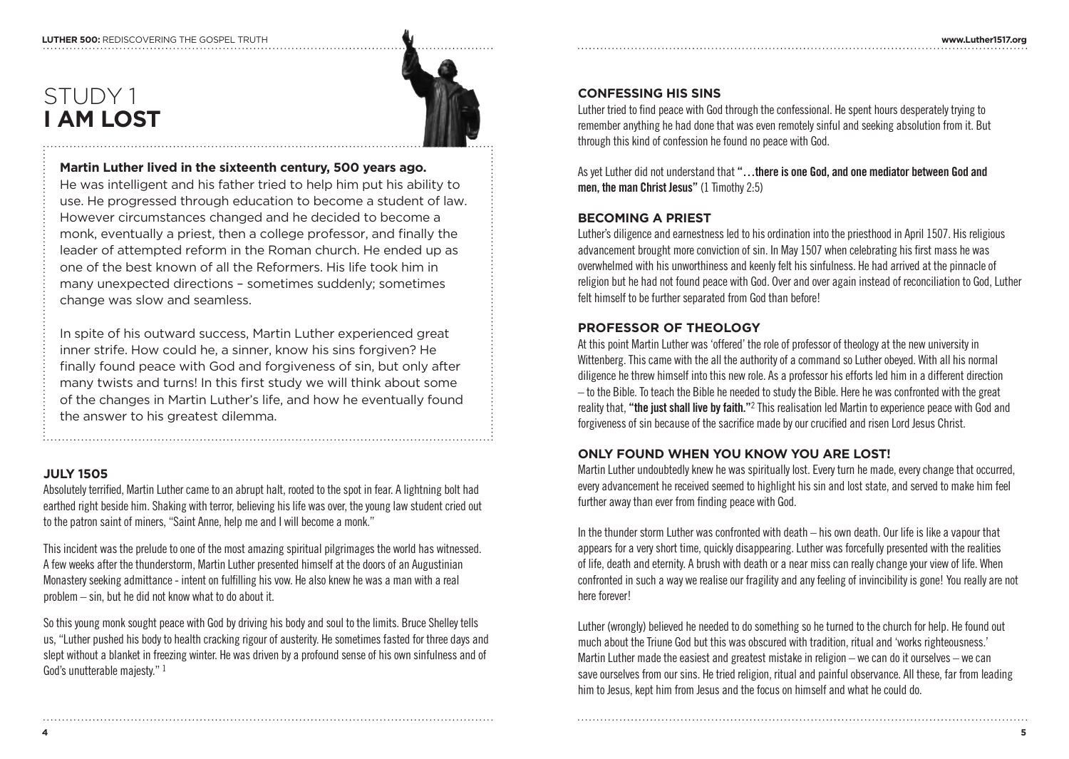# STUDY 1
# I AM LOST

**Martin Luther lived in the sixteenth century, 500 years ago.** He was intelligent and his father tried to help him put his ability to use. He progressed through education to become a student of law. However circumstances changed and he decided to become a monk, eventually a priest, then a college professor, and finally the leader of attempted reform in the Roman church. He ended up as one of the best known of all the Reformers. His life took him in many unexpected directions – sometimes suddenly; sometimes change was slow and seamless.

In spite of his outward success, Martin Luther experienced great inner strife. How could he, a sinner, know his sins forgiven? He finally found peace with God and forgiveness of sin, but only after many twists and turns! In this first study we will think about some of the changes in Martin Luther's life, and how he eventually found the answer to his greatest dilemma.

### JULY 1505

Absolutely terrified, Martin Luther came to an abrupt halt, rooted to the spot in fear. A lightning bolt had earthed right beside him. Shaking with terror, believing his life was over, the young law student cried out to the patron saint of miners, "Saint Anne, help me and I will become a monk."

This incident was the prelude to one of the most amazing spiritual pilgrimages the world has witnessed. A few weeks after the thunderstorm, Martin Luther presented himself at the doors of an Augustinian Monastery seeking admittance - intent on fulfilling his vow. He also knew he was a man with a real problem – sin, but he did not know what to do about it.

So this young monk sought peace with God by driving his body and soul to the limits. Bruce Shelley tells us, "Luther pushed his body to health cracking rigour of austerity. He sometimes fasted for three days and slept without a blanket in freezing winter. He was driven by a profound sense of his own sinfulness and of God's unutterable majesty." [1]

### CONFESSING HIS SINS

Luther tried to find peace with God through the confessional. He spent hours desperately trying to remember anything he had done that was even remotely sinful and seeking absolution from it. But through this kind of confession he found no peace with God.

As yet Luther did not understand that **"…there is one God, and one mediator between God and men, the man Christ Jesus"** (1 Timothy 2:5)

### BECOMING A PRIEST

Luther's diligence and earnestness led to his ordination into the priesthood in April 1507. His religious advancement brought more conviction of sin. In May 1507 when celebrating his first mass he was overwhelmed with his unworthiness and keenly felt his sinfulness. He had arrived at the pinnacle of religion but he had not found peace with God. Over and over again instead of reconciliation to God, Luther felt himself to be further separated from God than before!

### PROFESSOR OF THEOLOGY

At this point Martin Luther was 'offered' the role of professor of theology at the new university in Wittenberg. This came with the all the authority of a command so Luther obeyed. With all his normal diligence he threw himself into this new role. As a professor his efforts led him in a different direction – to the Bible. To teach the Bible he needed to study the Bible. Here he was confronted with the great reality that, **"the just shall live by faith."**[2] This realisation led Martin to experience peace with God and forgiveness of sin because of the sacrifice made by our crucified and risen Lord Jesus Christ.

### ONLY FOUND WHEN YOU KNOW YOU ARE LOST!

Martin Luther undoubtedly knew he was spiritually lost. Every turn he made, every change that occurred, every advancement he received seemed to highlight his sin and lost state, and served to make him feel further away than ever from finding peace with God.

In the thunder storm Luther was confronted with death – his own death. Our life is like a vapour that appears for a very short time, quickly disappearing. Luther was forcefully presented with the realities of life, death and eternity. A brush with death or a near miss can really change your view of life. When confronted in such a way we realise our fragility and any feeling of invincibility is gone! You really are not here forever!

Luther (wrongly) believed he needed to do something so he turned to the church for help. He found out much about the Triune God but this was obscured with tradition, ritual and 'works righteousness.' Martin Luther made the easiest and greatest mistake in religion – we can do it ourselves – we can save ourselves from our sins. He tried religion, ritual and painful observance. All these, far from leading him to Jesus, kept him from Jesus and the focus on himself and what he could do.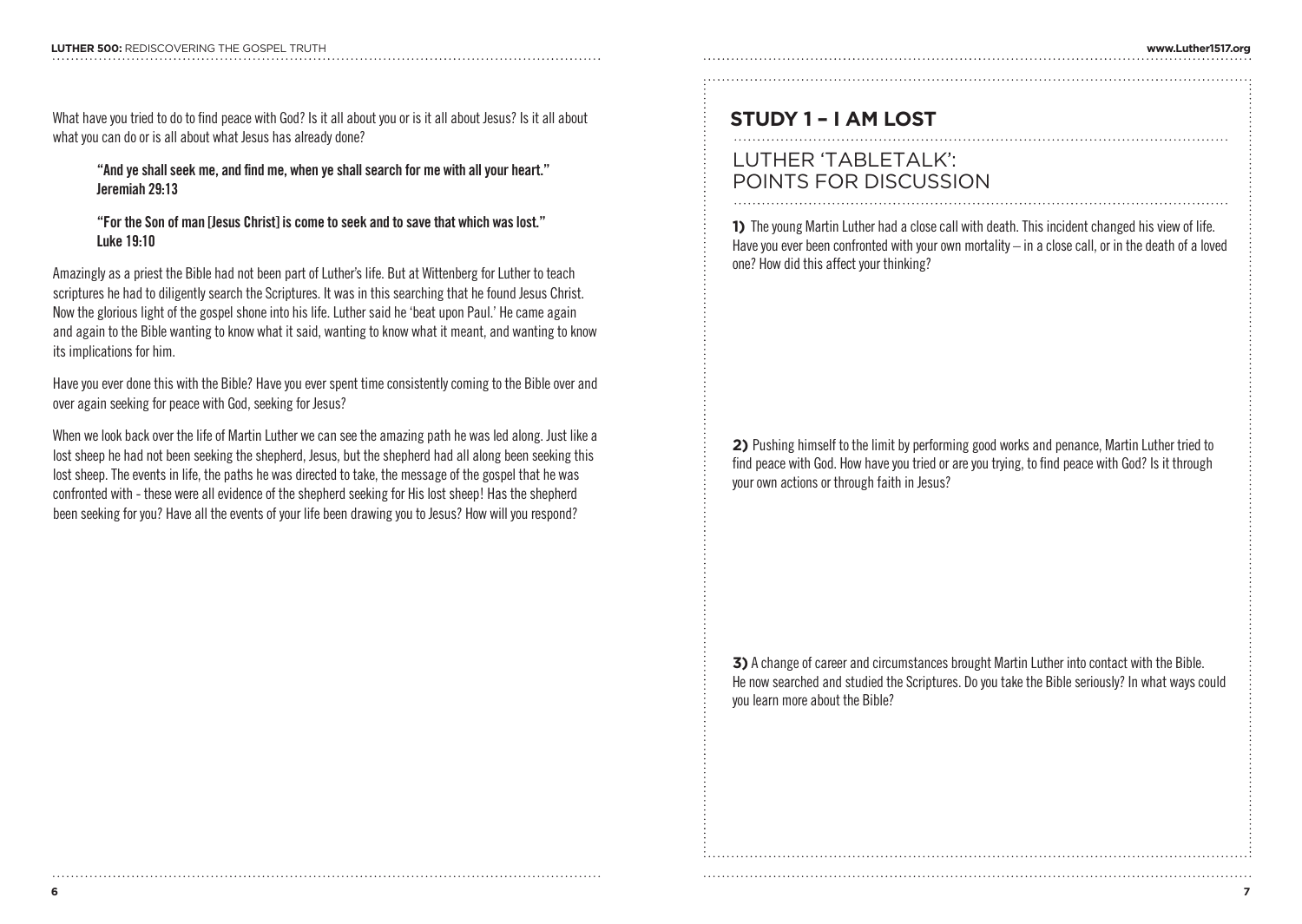What have you tried to do to find peace with God? Is it all about you or is it all about Jesus? Is it all about what you can do or is all about what Jesus has already done?

> **"And ye shall seek me, and find me, when ye shall search for me with all your heart." Jeremiah 29:13**

> **"For the Son of man [Jesus Christ] is come to seek and to save that which was lost." Luke 19:10**

Amazingly as a priest the Bible had not been part of Luther's life. But at Wittenberg for Luther to teach scriptures he had to diligently search the Scriptures. It was in this searching that he found Jesus Christ. Now the glorious light of the gospel shone into his life. Luther said he 'beat upon Paul.' He came again and again to the Bible wanting to know what it said, wanting to know what it meant, and wanting to know its implications for him.

Have you ever done this with the Bible? Have you ever spent time consistently coming to the Bible over and over again seeking for peace with God, seeking for Jesus?

When we look back over the life of Martin Luther we can see the amazing path he was led along. Just like a lost sheep he had not been seeking the shepherd, Jesus, but the shepherd had all along been seeking this lost sheep. The events in life, the paths he was directed to take, the message of the gospel that he was confronted with - these were all evidence of the shepherd seeking for His lost sheep! Has the shepherd been seeking for you? Have all the events of your life been drawing you to Jesus? How will you respond?

## STUDY 1 – I AM LOST

### LUTHER 'TABLETALK': POINTS FOR DISCUSSION

**1)** The young Martin Luther had a close call with death. This incident changed his view of life. Have you ever been confronted with your own mortality – in a close call, or in the death of a loved one? How did this affect your thinking?

**2)** Pushing himself to the limit by performing good works and penance, Martin Luther tried to find peace with God. How have you tried or are you trying, to find peace with God? Is it through your own actions or through faith in Jesus?

**3)** A change of career and circumstances brought Martin Luther into contact with the Bible. He now searched and studied the Scriptures. Do you take the Bible seriously? In what ways could you learn more about the Bible?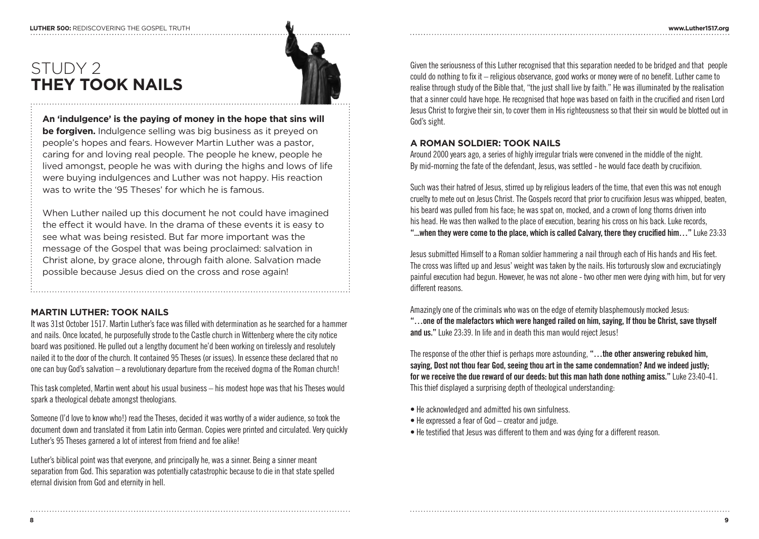# STUDY 2
# **THEY TOOK NAILS**

**An 'indulgence' is the paying of money in the hope that sins will be forgiven.** Indulgence selling was big business as it preyed on people's hopes and fears. However Martin Luther was a pastor, caring for and loving real people. The people he knew, people he lived amongst, people he was with during the highs and lows of life were buying indulgences and Luther was not happy. His reaction was to write the '95 Theses' for which he is famous.

When Luther nailed up this document he not could have imagined the effect it would have. In the drama of these events it is easy to see what was being resisted. But far more important was the message of the Gospel that was being proclaimed: salvation in Christ alone, by grace alone, through faith alone. Salvation made possible because Jesus died on the cross and rose again!

### **MARTIN LUTHER: TOOK NAILS**

It was 31st October 1517. Martin Luther's face was filled with determination as he searched for a hammer and nails. Once located, he purposefully strode to the Castle church in Wittenberg where the city notice board was positioned. He pulled out a lengthy document he'd been working on tirelessly and resolutely nailed it to the door of the church. It contained 95 Theses (or issues). In essence these declared that no one can buy God's salvation – a revolutionary departure from the received dogma of the Roman church!

This task completed, Martin went about his usual business – his modest hope was that his Theses would spark a theological debate amongst theologians.

Someone (I'd love to know who!) read the Theses, decided it was worthy of a wider audience, so took the document down and translated it from Latin into German. Copies were printed and circulated. Very quickly Luther's 95 Theses garnered a lot of interest from friend and foe alike!

Luther's biblical point was that everyone, and principally he, was a sinner. Being a sinner meant separation from God. This separation was potentially catastrophic because to die in that state spelled eternal division from God and eternity in hell.

Given the seriousness of this Luther recognised that this separation needed to be bridged and that people could do nothing to fix it – religious observance, good works or money were of no benefit. Luther came to realise through study of the Bible that, "the just shall live by faith." He was illuminated by the realisation that a sinner could have hope. He recognised that hope was based on faith in the crucified and risen Lord Jesus Christ to forgive their sin, to cover them in His righteousness so that their sin would be blotted out in God's sight.

### **A ROMAN SOLDIER: TOOK NAILS**

Around 2000 years ago, a series of highly irregular trials were convened in the middle of the night. By mid-morning the fate of the defendant, Jesus, was settled - he would face death by crucifixion.

Such was their hatred of Jesus, stirred up by religious leaders of the time, that even this was not enough cruelty to mete out on Jesus Christ. The Gospels record that prior to crucifixion Jesus was whipped, beaten, his beard was pulled from his face; he was spat on, mocked, and a crown of long thorns driven into his head. He was then walked to the place of execution, bearing his cross on his back. Luke records, **"...when they were come to the place, which is called Calvary, there they crucified him…"** Luke 23:33

Jesus submitted Himself to a Roman soldier hammering a nail through each of His hands and His feet. The cross was lifted up and Jesus' weight was taken by the nails. His torturously slow and excruciatingly painful execution had begun. However, he was not alone - two other men were dying with him, but for very different reasons.

Amazingly one of the criminals who was on the edge of eternity blasphemously mocked Jesus: **"…one of the malefactors which were hanged railed on him, saying, If thou be Christ, save thyself and us."** Luke 23:39. In life and in death this man would reject Jesus!

The response of the other thief is perhaps more astounding, **"…the other answering rebuked him, saying, Dost not thou fear God, seeing thou art in the same condemnation? And we indeed justly; for we receive the due reward of our deeds: but this man hath done nothing amiss."** Luke 23:40-41. This thief displayed a surprising depth of theological understanding:

- He acknowledged and admitted his own sinfulness.
- He expressed a fear of God – creator and judge.
- He testified that Jesus was different to them and was dying for a different reason.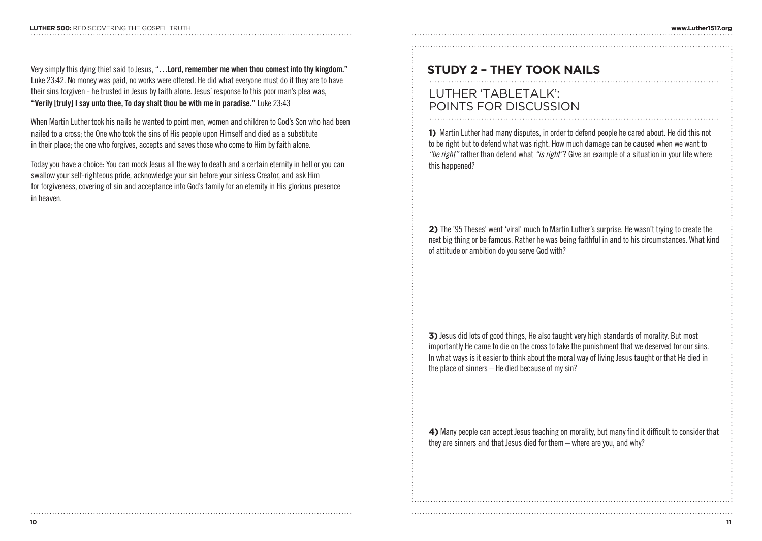Very simply this dying thief said to Jesus, "**…Lord, remember me when thou comest into thy kingdom."** Luke 23:42. No money was paid, no works were offered. He did what everyone must do if they are to have their sins forgiven - he trusted in Jesus by faith alone. Jesus' response to this poor man's plea was, **"Verily [truly] I say unto thee, To day shalt thou be with me in paradise."** Luke 23:43

When Martin Luther took his nails he wanted to point men, women and children to God's Son who had been nailed to a cross; the One who took the sins of His people upon Himself and died as a substitute in their place; the one who forgives, accepts and saves those who come to Him by faith alone.

Today you have a choice: You can mock Jesus all the way to death and a certain eternity in hell or you can swallow your self-righteous pride, acknowledge your sin before your sinless Creator, and ask Him for forgiveness, covering of sin and acceptance into God's family for an eternity in His glorious presence in heaven.

## STUDY 2 – THEY TOOK NAILS

### LUTHER 'TABLETALK': POINTS FOR DISCUSSION

**1)** Martin Luther had many disputes, in order to defend people he cared about. He did this not to be right but to defend what was right. How much damage can be caused when we want to *"be right"* rather than defend what *"is right"*? Give an example of a situation in your life where this happened?

**2)** The '95 Theses' went 'viral' much to Martin Luther's surprise. He wasn't trying to create the next big thing or be famous. Rather he was being faithful in and to his circumstances. What kind of attitude or ambition do you serve God with?

**3)** Jesus did lots of good things, He also taught very high standards of morality. But most importantly He came to die on the cross to take the punishment that we deserved for our sins. In what ways is it easier to think about the moral way of living Jesus taught or that He died in the place of sinners – He died because of my sin?

**4)** Many people can accept Jesus teaching on morality, but many find it difficult to consider that they are sinners and that Jesus died for them – where are you, and why?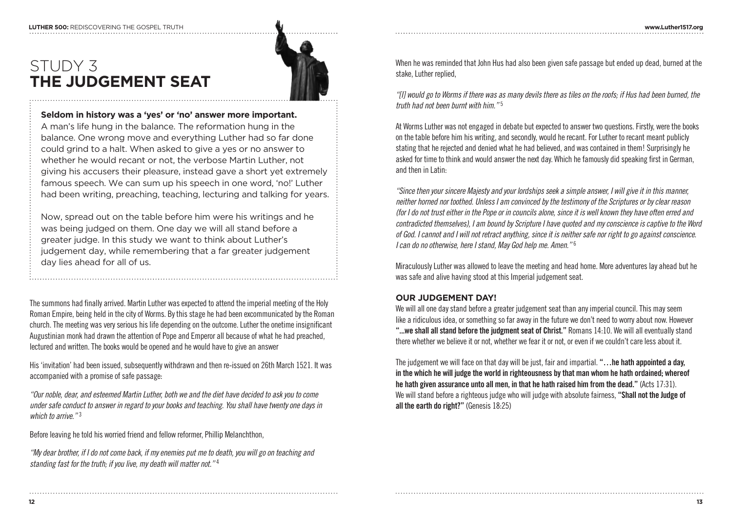# STUDY 3
# **THE JUDGEMENT SEAT**

**Seldom in history was a 'yes' or 'no' answer more important.** A man's life hung in the balance. The reformation hung in the balance. One wrong move and everything Luther had so far done could grind to a halt. When asked to give a yes or no answer to whether he would recant or not, the verbose Martin Luther, not giving his accusers their pleasure, instead gave a short yet extremely famous speech. We can sum up his speech in one word, 'no!' Luther had been writing, preaching, teaching, lecturing and talking for years.

Now, spread out on the table before him were his writings and he was being judged on them. One day we will all stand before a greater judge. In this study we want to think about Luther's judgement day, while remembering that a far greater judgement day lies ahead for all of us.

The summons had finally arrived. Martin Luther was expected to attend the imperial meeting of the Holy Roman Empire, being held in the city of Worms. By this stage he had been excommunicated by the Roman church. The meeting was very serious his life depending on the outcome. Luther the onetime insignificant Augustinian monk had drawn the attention of Pope and Emperor all because of what he had preached, lectured and written. The books would be opened and he would have to give an answer

His 'invitation' had been issued, subsequently withdrawn and then re-issued on 26th March 1521. It was accompanied with a promise of safe passage:

*"Our noble, dear, and esteemed Martin Luther, both we and the diet have decided to ask you to come under safe conduct to answer in regard to your books and teaching. You shall have twenty one days in which to arrive."* [3]

Before leaving he told his worried friend and fellow reformer, Phillip Melanchthon,

*"My dear brother, if I do not come back, if my enemies put me to death, you will go on teaching and standing fast for the truth; if you live, my death will matter not."* [4]

When he was reminded that John Hus had also been given safe passage but ended up dead, burned at the stake, Luther replied,

*"[I] would go to Worms if there was as many devils there as tiles on the roofs; if Hus had been burned, the truth had not been burnt with him."* [5]

At Worms Luther was not engaged in debate but expected to answer two questions. Firstly, were the books on the table before him his writing, and secondly, would he recant. For Luther to recant meant publicly stating that he rejected and denied what he had believed, and was contained in them! Surprisingly he asked for time to think and would answer the next day. Which he famously did speaking first in German, and then in Latin:

*"Since then your sincere Majesty and your lordships seek a simple answer, I will give it in this manner, neither horned nor toothed. Unless I am convinced by the testimony of the Scriptures or by clear reason (for I do not trust either in the Pope or in councils alone, since it is well known they have often erred and contradicted themselves), I am bound by Scripture I have quoted and my conscience is captive to the Word of God. I cannot and I will not retract anything, since it is neither safe nor right to go against conscience. I can do no otherwise, here I stand, May God help me. Amen."* [6]

Miraculously Luther was allowed to leave the meeting and head home. More adventures lay ahead but he was safe and alive having stood at this Imperial judgement seat.

### **OUR JUDGEMENT DAY!**

We will all one day stand before a greater judgement seat than any imperial council. This may seem like a ridiculous idea, or something so far away in the future we don't need to worry about now. However **"...we shall all stand before the judgment seat of Christ."** Romans 14:10. We will all eventually stand there whether we believe it or not, whether we fear it or not, or even if we couldn't care less about it.

The judgement we will face on that day will be just, fair and impartial. **"…he hath appointed a day, in the which he will judge the world in righteousness by that man whom he hath ordained; whereof he hath given assurance unto all men, in that he hath raised him from the dead."** (Acts 17:31). We will stand before a righteous judge who will judge with absolute fairness, **"Shall not the Judge of all the earth do right?"** (Genesis 18:25)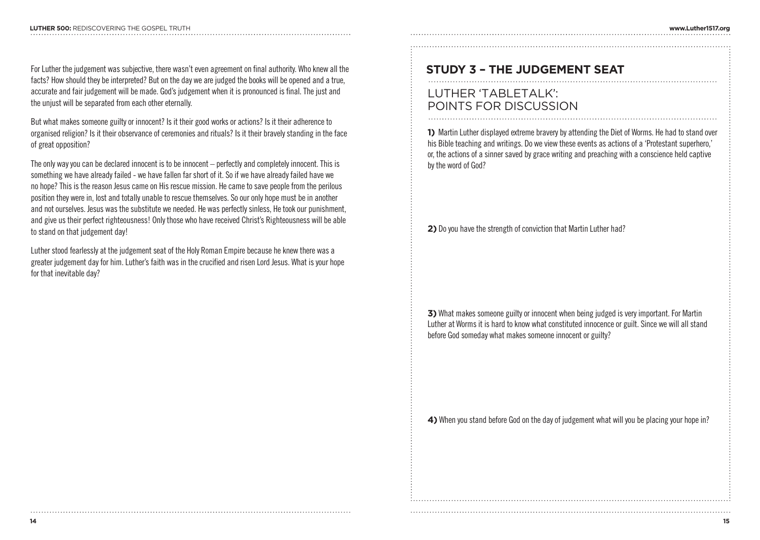For Luther the judgement was subjective, there wasn't even agreement on final authority. Who knew all the facts? How should they be interpreted? But on the day we are judged the books will be opened and a true, accurate and fair judgement will be made. God's judgement when it is pronounced is final. The just and the unjust will be separated from each other eternally.

But what makes someone guilty or innocent? Is it their good works or actions? Is it their adherence to organised religion? Is it their observance of ceremonies and rituals? Is it their bravely standing in the face of great opposition?

The only way you can be declared innocent is to be innocent – perfectly and completely innocent. This is something we have already failed - we have fallen far short of it. So if we have already failed have we no hope? This is the reason Jesus came on His rescue mission. He came to save people from the perilous position they were in, lost and totally unable to rescue themselves. So our only hope must be in another and not ourselves. Jesus was the substitute we needed. He was perfectly sinless, He took our punishment, and give us their perfect righteousness! Only those who have received Christ's Righteousness will be able to stand on that judgement day!

Luther stood fearlessly at the judgement seat of the Holy Roman Empire because he knew there was a greater judgement day for him. Luther's faith was in the crucified and risen Lord Jesus. What is your hope for that inevitable day?

## STUDY 3 – THE JUDGEMENT SEAT

### LUTHER 'TABLETALK': POINTS FOR DISCUSSION

**1)** Martin Luther displayed extreme bravery by attending the Diet of Worms. He had to stand over his Bible teaching and writings. Do we view these events as actions of a 'Protestant superhero,' or, the actions of a sinner saved by grace writing and preaching with a conscience held captive by the word of God?

**2)** Do you have the strength of conviction that Martin Luther had?

**3)** What makes someone guilty or innocent when being judged is very important. For Martin Luther at Worms it is hard to know what constituted innocence or guilt. Since we will all stand before God someday what makes someone innocent or guilty?

**4)** When you stand before God on the day of judgement what will you be placing your hope in?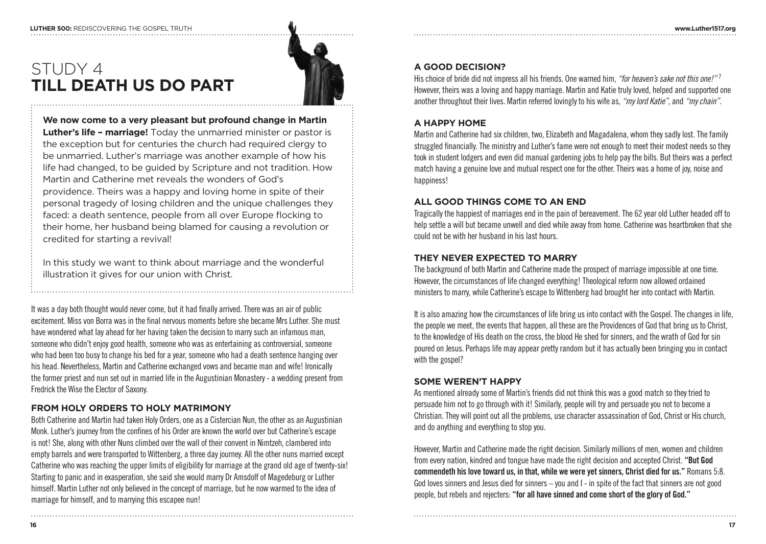# STUDY 4
# TILL DEATH US DO PART

**We now come to a very pleasant but profound change in Martin Luther's life – marriage!** Today the unmarried minister or pastor is the exception but for centuries the church had required clergy to be unmarried. Luther's marriage was another example of how his life had changed, to be guided by Scripture and not tradition. How Martin and Catherine met reveals the wonders of God's providence. Theirs was a happy and loving home in spite of their personal tragedy of losing children and the unique challenges they faced: a death sentence, people from all over Europe flocking to their home, her husband being blamed for causing a revolution or credited for starting a revival!

In this study we want to think about marriage and the wonderful illustration it gives for our union with Christ.

It was a day both thought would never come, but it had finally arrived. There was an air of public excitement. Miss von Borra was in the final nervous moments before she became Mrs Luther. She must have wondered what lay ahead for her having taken the decision to marry such an infamous man, someone who didn't enjoy good health, someone who was as entertaining as controversial, someone who had been too busy to change his bed for a year, someone who had a death sentence hanging over his head. Nevertheless, Martin and Catherine exchanged vows and became man and wife! Ironically the former priest and nun set out in married life in the Augustinian Monastery - a wedding present from Fredrick the Wise the Elector of Saxony.

### FROM HOLY ORDERS TO HOLY MATRIMONY

Both Catherine and Martin had taken Holy Orders, one as a Cistercian Nun, the other as an Augustinian Monk. Luther's journey from the confines of his Order are known the world over but Catherine's escape is not! She, along with other Nuns climbed over the wall of their convent in Nimtzeh, clambered into empty barrels and were transported to Wittenberg, a three day journey. All the other nuns married except Catherine who was reaching the upper limits of eligibility for marriage at the grand old age of twenty-six! Starting to panic and in exasperation, she said she would marry Dr Amsdolf of Magedeburg or Luther himself. Martin Luther not only believed in the concept of marriage, but he now warmed to the idea of marriage for himself, and to marrying this escapee nun!

### A GOOD DECISION?

His choice of bride did not impress all his friends. One warned him, *"for heaven's sake not this one!"*[7] However, theirs was a loving and happy marriage. Martin and Katie truly loved, helped and supported one another throughout their lives. Martin referred lovingly to his wife as, *"my lord Katie"*, and *"my chain"*.

### A HAPPY HOME

Martin and Catherine had six children, two, Elizabeth and Magadalena, whom they sadly lost. The family struggled financially. The ministry and Luther's fame were not enough to meet their modest needs so they took in student lodgers and even did manual gardening jobs to help pay the bills. But theirs was a perfect match having a genuine love and mutual respect one for the other. Theirs was a home of joy, noise and happiness!

### ALL GOOD THINGS COME TO AN END

Tragically the happiest of marriages end in the pain of bereavement. The 62 year old Luther headed off to help settle a will but became unwell and died while away from home. Catherine was heartbroken that she could not be with her husband in his last hours.

### THEY NEVER EXPECTED TO MARRY

The background of both Martin and Catherine made the prospect of marriage impossible at one time. However, the circumstances of life changed everything! Theological reform now allowed ordained ministers to marry, while Catherine's escape to Wittenberg had brought her into contact with Martin.

It is also amazing how the circumstances of life bring us into contact with the Gospel. The changes in life, the people we meet, the events that happen, all these are the Providences of God that bring us to Christ, to the knowledge of His death on the cross, the blood He shed for sinners, and the wrath of God for sin poured on Jesus. Perhaps life may appear pretty random but it has actually been bringing you in contact with the gospel?

### SOME WEREN'T HAPPY

As mentioned already some of Martin's friends did not think this was a good match so they tried to persuade him not to go through with it! Similarly, people will try and persuade you not to become a Christian. They will point out all the problems, use character assassination of God, Christ or His church, and do anything and everything to stop you.

However, Martin and Catherine made the right decision. Similarly millions of men, women and children from every nation, kindred and tongue have made the right decision and accepted Christ. **"But God commendeth his love toward us, in that, while we were yet sinners, Christ died for us."** Romans 5:8. God loves sinners and Jesus died for sinners – you and I - in spite of the fact that sinners are not good people, but rebels and rejecters: **"for all have sinned and come short of the glory of God."**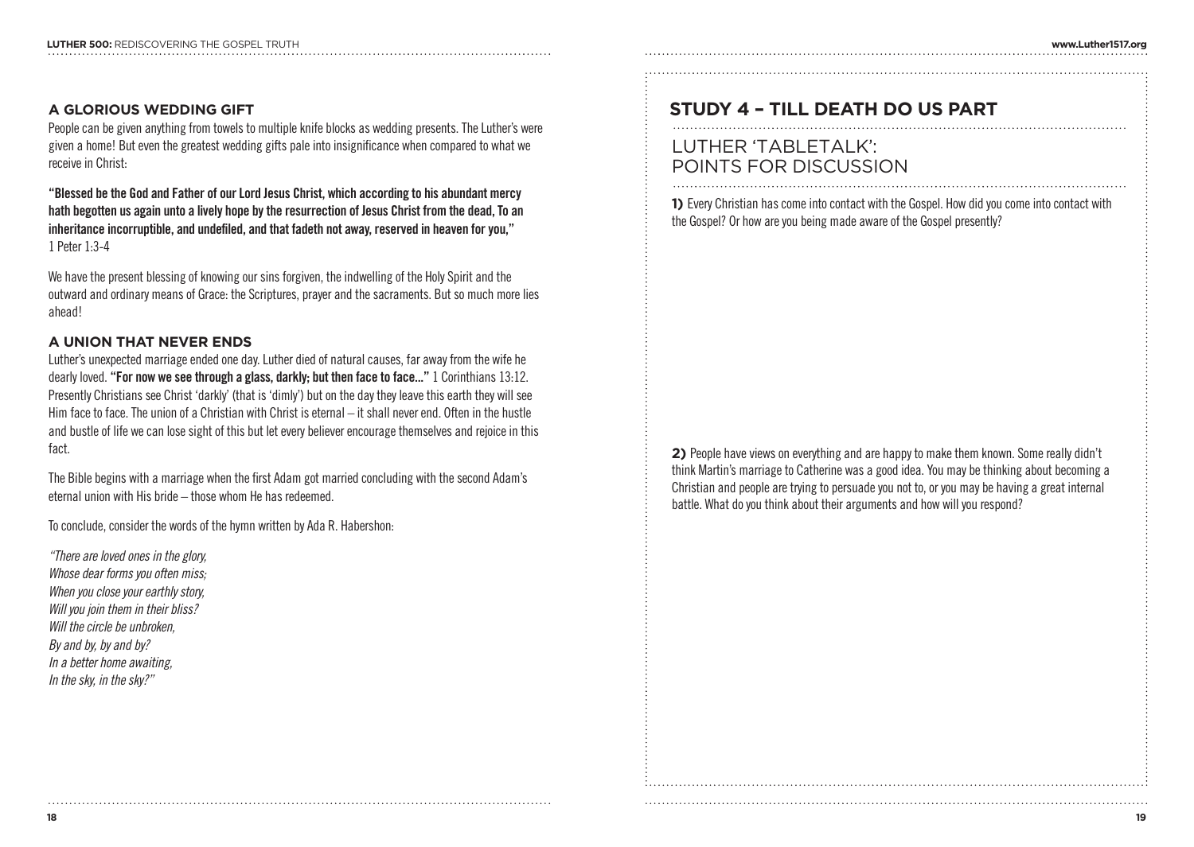## A GLORIOUS WEDDING GIFT

People can be given anything from towels to multiple knife blocks as wedding presents. The Luther's were given a home! But even the greatest wedding gifts pale into insignificance when compared to what we receive in Christ:

**"Blessed be the God and Father of our Lord Jesus Christ, which according to his abundant mercy hath begotten us again unto a lively hope by the resurrection of Jesus Christ from the dead, To an inheritance incorruptible, and undefiled, and that fadeth not away, reserved in heaven for you,"** 1 Peter 1:3-4

We have the present blessing of knowing our sins forgiven, the indwelling of the Holy Spirit and the outward and ordinary means of Grace: the Scriptures, prayer and the sacraments. But so much more lies ahead!

## A UNION THAT NEVER ENDS

Luther's unexpected marriage ended one day. Luther died of natural causes, far away from the wife he dearly loved. **"For now we see through a glass, darkly; but then face to face..."** 1 Corinthians 13:12. Presently Christians see Christ 'darkly' (that is 'dimly') but on the day they leave this earth they will see Him face to face. The union of a Christian with Christ is eternal – it shall never end. Often in the hustle and bustle of life we can lose sight of this but let every believer encourage themselves and rejoice in this fact.

The Bible begins with a marriage when the first Adam got married concluding with the second Adam's eternal union with His bride – those whom He has redeemed.

To conclude, consider the words of the hymn written by Ada R. Habershon:

*"There are loved ones in the glory,*
*Whose dear forms you often miss;*
*When you close your earthly story,*
*Will you join them in their bliss?*
*Will the circle be unbroken,*
*By and by, by and by?*
*In a better home awaiting,*
*In the sky, in the sky?"*

# STUDY 4 – TILL DEATH DO US PART

## LUTHER 'TABLETALK': POINTS FOR DISCUSSION

**1)** Every Christian has come into contact with the Gospel. How did you come into contact with the Gospel? Or how are you being made aware of the Gospel presently?

**2)** People have views on everything and are happy to make them known. Some really didn't think Martin's marriage to Catherine was a good idea. You may be thinking about becoming a Christian and people are trying to persuade you not to, or you may be having a great internal battle. What do you think about their arguments and how will you respond?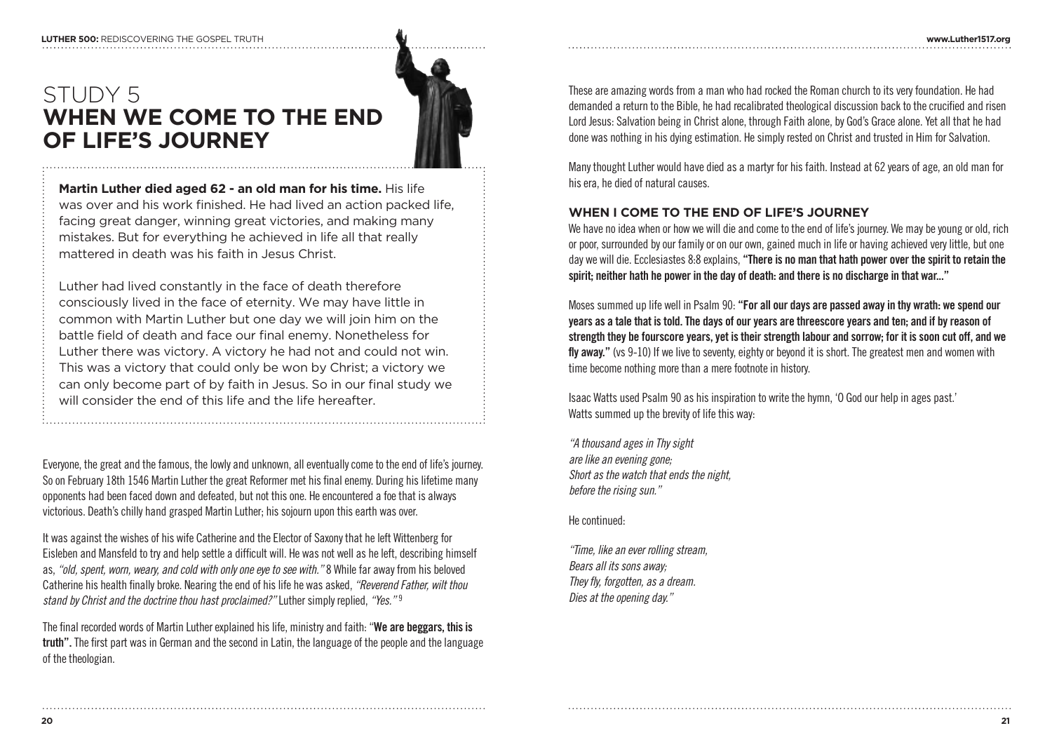# STUDY 5
# WHEN WE COME TO THE END OF LIFE'S JOURNEY

**Martin Luther died aged 62 - an old man for his time.** His life was over and his work finished. He had lived an action packed life, facing great danger, winning great victories, and making many mistakes. But for everything he achieved in life all that really mattered in death was his faith in Jesus Christ.

Luther had lived constantly in the face of death therefore consciously lived in the face of eternity. We may have little in common with Martin Luther but one day we will join him on the battle field of death and face our final enemy. Nonetheless for Luther there was victory. A victory he had not and could not win. This was a victory that could only be won by Christ; a victory we can only become part of by faith in Jesus. So in our final study we will consider the end of this life and the life hereafter.

Everyone, the great and the famous, the lowly and unknown, all eventually come to the end of life's journey. So on February 18th 1546 Martin Luther the great Reformer met his final enemy. During his lifetime many opponents had been faced down and defeated, but not this one. He encountered a foe that is always victorious. Death's chilly hand grasped Martin Luther; his sojourn upon this earth was over.

It was against the wishes of his wife Catherine and the Elector of Saxony that he left Wittenberg for Eisleben and Mansfeld to try and help settle a difficult will. He was not well as he left, describing himself as, *"old, spent, worn, weary, and cold with only one eye to see with."* 8 While far away from his beloved Catherine his health finally broke. Nearing the end of his life he was asked, *"Reverend Father, wilt thou stand by Christ and the doctrine thou hast proclaimed?"* Luther simply replied, *"Yes."* [9]

The final recorded words of Martin Luther explained his life, ministry and faith: "**We are beggars, this is truth**". The first part was in German and the second in Latin, the language of the people and the language of the theologian.

These are amazing words from a man who had rocked the Roman church to its very foundation. He had demanded a return to the Bible, he had recalibrated theological discussion back to the crucified and risen Lord Jesus: Salvation being in Christ alone, through Faith alone, by God's Grace alone. Yet all that he had done was nothing in his dying estimation. He simply rested on Christ and trusted in Him for Salvation.

Many thought Luther would have died as a martyr for his faith. Instead at 62 years of age, an old man for his era, he died of natural causes.

### WHEN I COME TO THE END OF LIFE'S JOURNEY

We have no idea when or how we will die and come to the end of life's journey. We may be young or old, rich or poor, surrounded by our family or on our own, gained much in life or having achieved very little, but one day we will die. Ecclesiastes 8:8 explains, **"There is no man that hath power over the spirit to retain the spirit; neither hath he power in the day of death: and there is no discharge in that war..."**

Moses summed up life well in Psalm 90: **"For all our days are passed away in thy wrath: we spend our years as a tale that is told. The days of our years are threescore years and ten; and if by reason of strength they be fourscore years, yet is their strength labour and sorrow; for it is soon cut off, and we fly away."** (vs 9-10) If we live to seventy, eighty or beyond it is short. The greatest men and women with time become nothing more than a mere footnote in history.

Isaac Watts used Psalm 90 as his inspiration to write the hymn, 'O God our help in ages past.' Watts summed up the brevity of life this way:

*"A thousand ages in Thy sight*
*are like an evening gone;*
*Short as the watch that ends the night,*
*before the rising sun."*

He continued:

*"Time, like an ever rolling stream,*
*Bears all its sons away;*
*They fly, forgotten, as a dream.*
*Dies at the opening day."*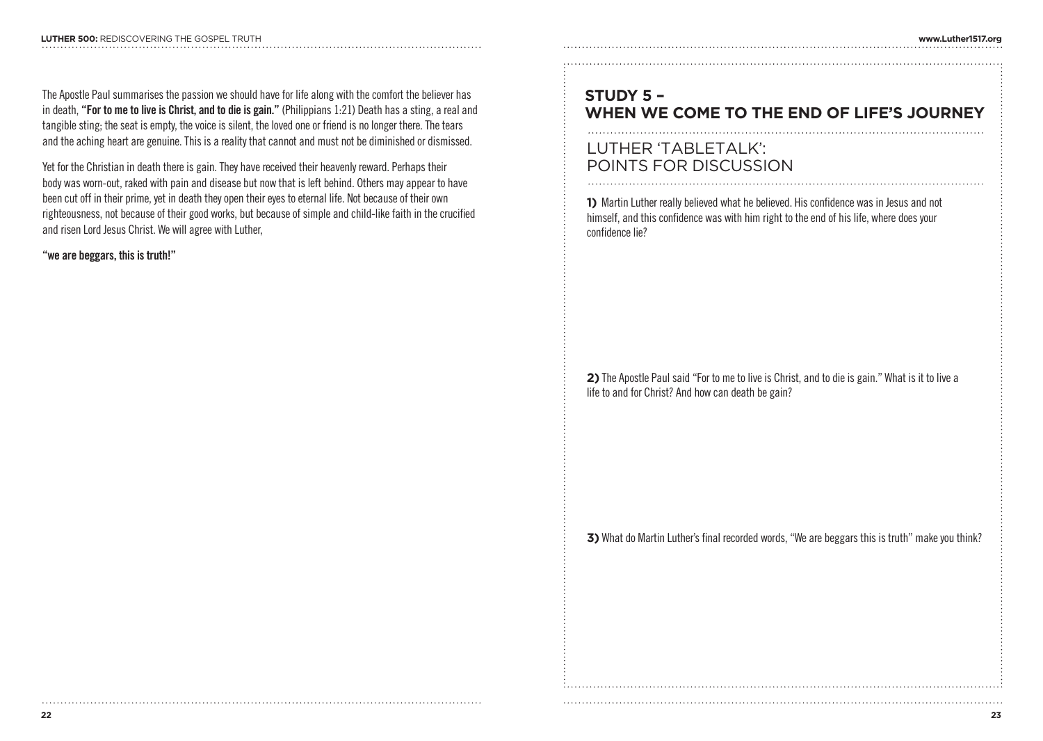The Apostle Paul summarises the passion we should have for life along with the comfort the believer has in death, **"For to me to live is Christ, and to die is gain."** (Philippians 1:21) Death has a sting, a real and tangible sting; the seat is empty, the voice is silent, the loved one or friend is no longer there. The tears and the aching heart are genuine. This is a reality that cannot and must not be diminished or dismissed.

Yet for the Christian in death there is gain. They have received their heavenly reward. Perhaps their body was worn-out, raked with pain and disease but now that is left behind. Others may appear to have been cut off in their prime, yet in death they open their eyes to eternal life. Not because of their own righteousness, not because of their good works, but because of simple and child-like faith in the crucified and risen Lord Jesus Christ. We will agree with Luther,

**"we are beggars, this is truth!"**

## STUDY 5 – WHEN WE COME TO THE END OF LIFE'S JOURNEY

### LUTHER 'TABLETALK': POINTS FOR DISCUSSION

**1)** Martin Luther really believed what he believed. His confidence was in Jesus and not himself, and this confidence was with him right to the end of his life, where does your confidence lie?

**2)** The Apostle Paul said "For to me to live is Christ, and to die is gain." What is it to live a life to and for Christ? And how can death be gain?

**3)** What do Martin Luther's final recorded words, "We are beggars this is truth" make you think?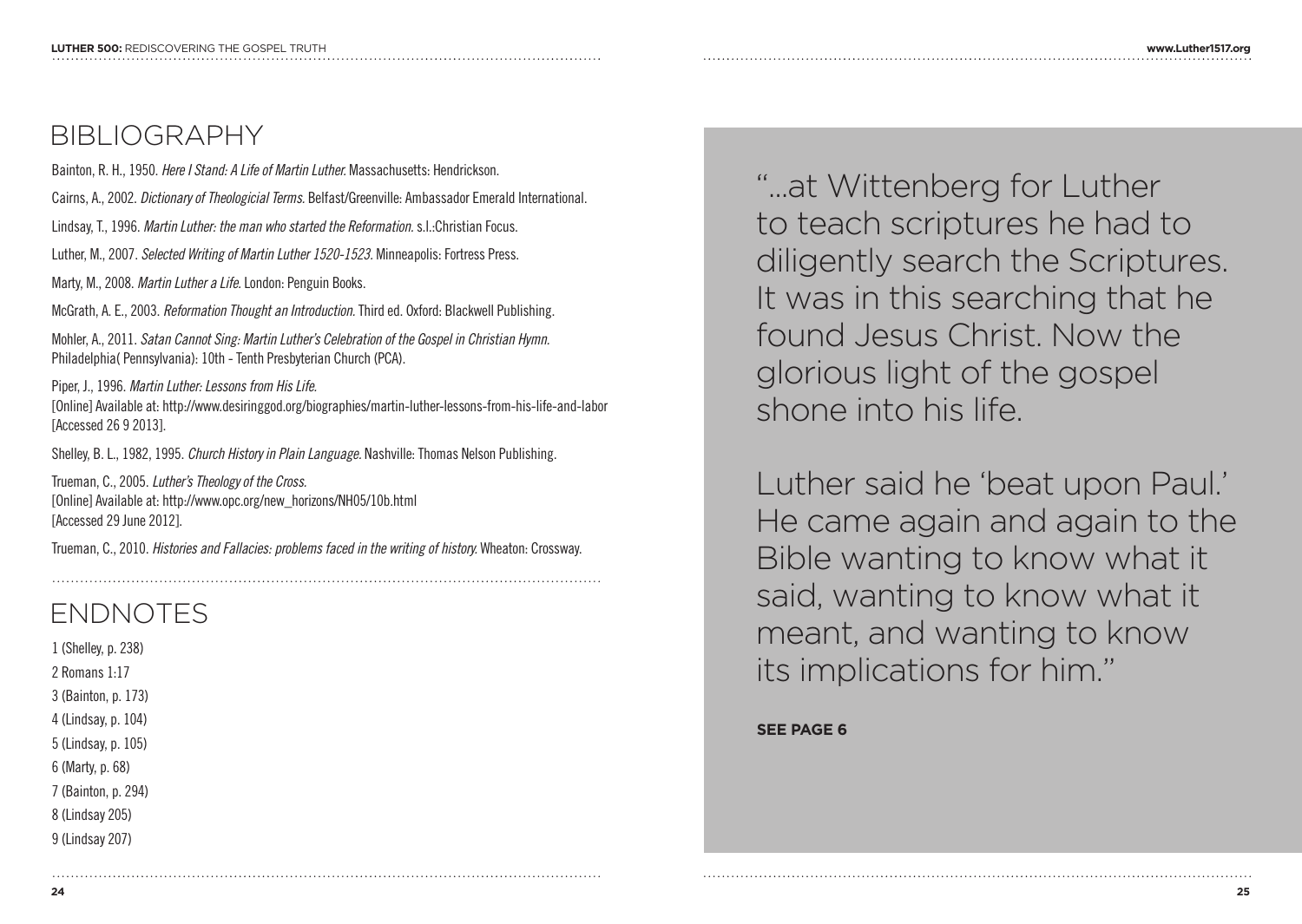# BIBLIOGRAPHY

Bainton, R. H., 1950. *Here I Stand: A Life of Martin Luther.* Massachusetts: Hendrickson.

Cairns, A., 2002. *Dictionary of Theologicial Terms.* Belfast/Greenville: Ambassador Emerald International.

Lindsay, T., 1996. *Martin Luther: the man who started the Reformation.* s.l.:Christian Focus.

Luther, M., 2007. *Selected Writing of Martin Luther 1520-1523.* Minneapolis: Fortress Press.

Marty, M., 2008. *Martin Luther a Life.* London: Penguin Books.

McGrath, A. E., 2003. *Reformation Thought an Introduction.* Third ed. Oxford: Blackwell Publishing.

Mohler, A., 2011. *Satan Cannot Sing: Martin Luther's Celebration of the Gospel in Christian Hymn.* Philadelphia( Pennsylvania): 10th - Tenth Presbyterian Church (PCA).

Piper, J., 1996. *Martin Luther: Lessons from His Life.*
[Online] Available at: http://www.desiringgod.org/biographies/martin-luther-lessons-from-his-life-and-labor
[Accessed 26 9 2013].

Shelley, B. L., 1982, 1995. *Church History in Plain Language.* Nashville: Thomas Nelson Publishing.

Trueman, C., 2005. *Luther's Theology of the Cross.*
[Online] Available at: http://www.opc.org/new_horizons/NH05/10b.html
[Accessed 29 June 2012].

Trueman, C., 2010. *Histories and Fallacies: problems faced in the writing of history.* Wheaton: Crossway.

# ENDNOTES

1 (Shelley, p. 238)
2 Romans 1:17
3 (Bainton, p. 173)
4 (Lindsay, p. 104)
5 (Lindsay, p. 105)
6 (Marty, p. 68)
7 (Bainton, p. 294)
8 (Lindsay 205)
9 (Lindsay 207)

"...at Wittenberg for Luther to teach scriptures he had to diligently search the Scriptures. It was in this searching that he found Jesus Christ. Now the glorious light of the gospel shone into his life.

Luther said he 'beat upon Paul.' He came again and again to the Bible wanting to know what it said, wanting to know what it meant, and wanting to know its implications for him."

**SEE PAGE 6**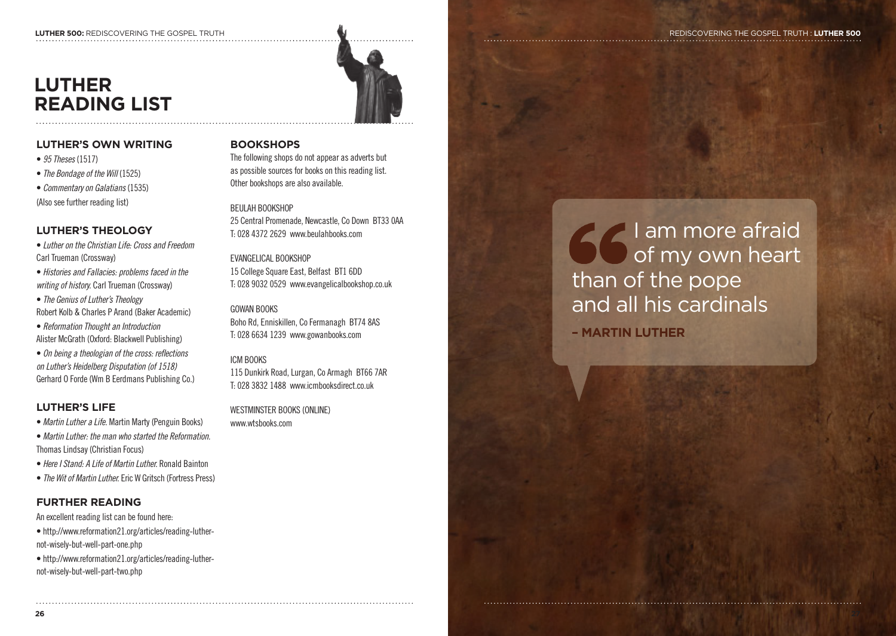# LUTHER READING LIST

## LUTHER'S OWN WRITING

- *95 Theses* (1517)
- *The Bondage of the Will* (1525)
- *Commentary on Galatians* (1535)

(Also see further reading list)

## LUTHER'S THEOLOGY

- *Luther on the Christian Life: Cross and Freedom* Carl Trueman (Crossway)
- *Histories and Fallacies: problems faced in the writing of history.* Carl Trueman (Crossway)
- *The Genius of Luther's Theology* Robert Kolb & Charles P Arand (Baker Academic)
- *Reformation Thought an Introduction* Alister McGrath (Oxford: Blackwell Publishing)
- *On being a theologian of the cross: reflections on Luther's Heidelberg Disputation (of 1518)* Gerhard O Forde (Wm B Eerdmans Publishing Co.)

## LUTHER'S LIFE

- *Martin Luther a Life.* Martin Marty (Penguin Books)
- *Martin Luther: the man who started the Reformation.* Thomas Lindsay (Christian Focus)
- *Here I Stand: A Life of Martin Luther.* Ronald Bainton
- *The Wit of Martin Luther.* Eric W Gritsch (Fortress Press)

## FURTHER READING

An excellent reading list can be found here:

- http://www.reformation21.org/articles/reading-luther-not-wisely-but-well-part-one.php
- http://www.reformation21.org/articles/reading-luther-not-wisely-but-well-part-two.php

## BOOKSHOPS

The following shops do not appear as adverts but as possible sources for books on this reading list. Other bookshops are also available.

BEULAH BOOKSHOP
25 Central Promenade, Newcastle, Co Down BT33 0AA
T: 028 4372 2629 www.beulahbooks.com

EVANGELICAL BOOKSHOP
15 College Square East, Belfast BT1 6DD
T: 028 9032 0529 www.evangelicalbookshop.co.uk

GOWAN BOOKS
Boho Rd, Enniskillen, Co Fermanagh BT74 8AS
T: 028 6634 1239 www.gowanbooks.com

ICM BOOKS
115 Dunkirk Road, Lurgan, Co Armagh BT66 7AR
T: 028 3832 1488 www.icmbooksdirect.co.uk

WESTMINSTER BOOKS (ONLINE)
www.wtsbooks.com

> I am more afraid of my own heart than of the pope and all his cardinals
>
> **– MARTIN LUTHER**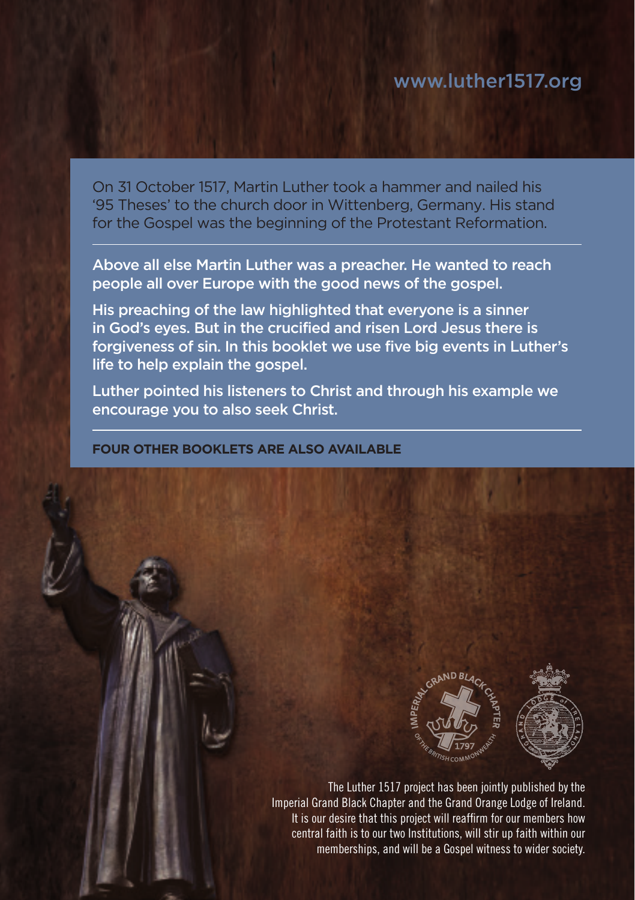www.luther1517.org

On 31 October 1517, Martin Luther took a hammer and nailed his '95 Theses' to the church door in Wittenberg, Germany. His stand for the Gospel was the beginning of the Protestant Reformation.

Above all else Martin Luther was a preacher. He wanted to reach people all over Europe with the good news of the gospel.

His preaching of the law highlighted that everyone is a sinner in God's eyes. But in the crucified and risen Lord Jesus there is forgiveness of sin. In this booklet we use five big events in Luther's life to help explain the gospel.

Luther pointed his listeners to Christ and through his example we encourage you to also seek Christ.

**FOUR OTHER BOOKLETS ARE ALSO AVAILABLE**

The Luther 1517 project has been jointly published by the Imperial Grand Black Chapter and the Grand Orange Lodge of Ireland. It is our desire that this project will reaffirm for our members how central faith is to our two Institutions, will stir up faith within our memberships, and will be a Gospel witness to wider society.